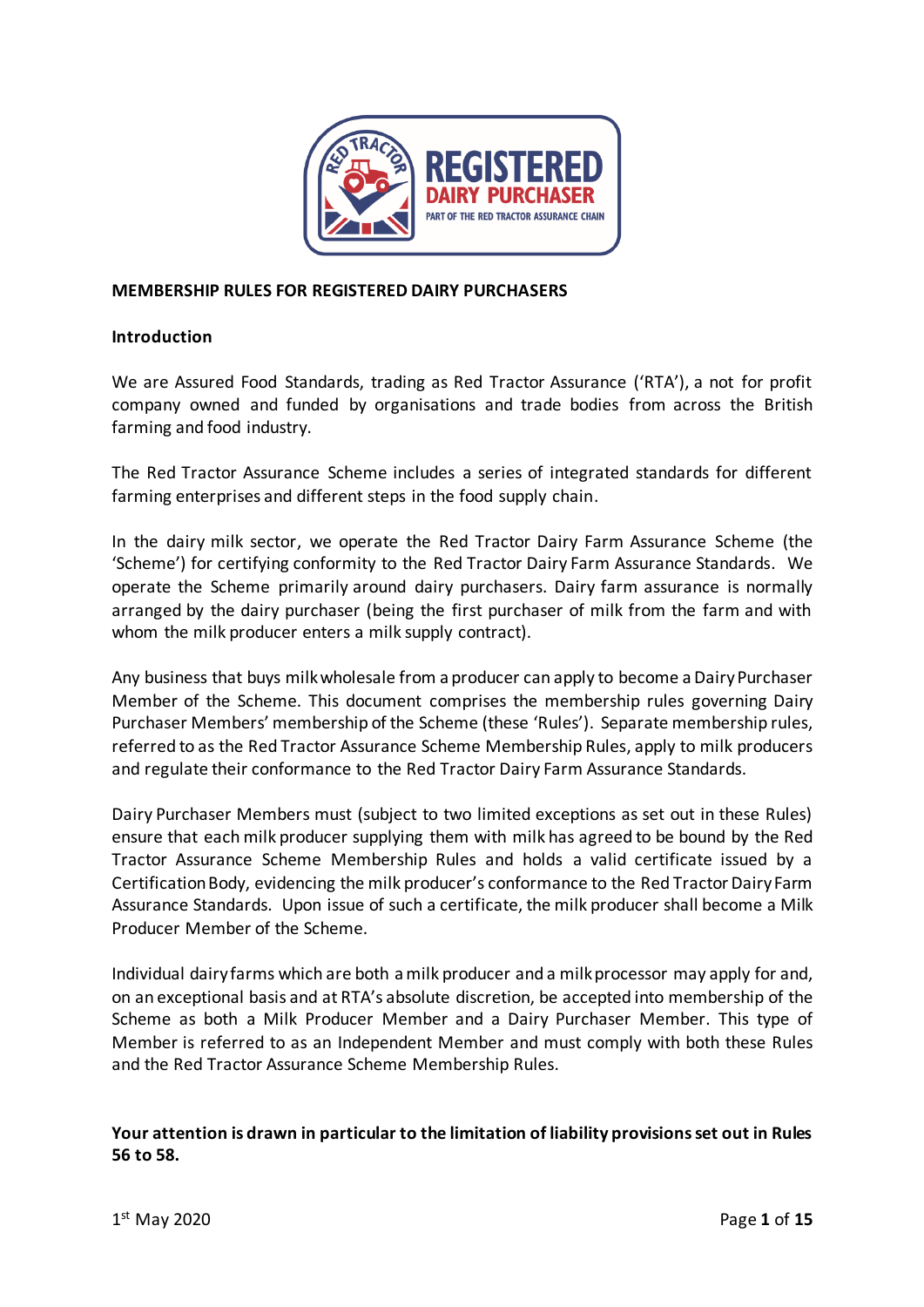# MEMBERSHIP RULES FOR REGISTERED DAIRY PURCHASERS

## Introduction

We are Assured Food Standards, trading as Red Tractor Assurance ('RTA'), a not for profit company owned and funded by organisations and trade bodies from across the British farming and food industry.

The Red Tractor Assurance Scheme includes a series of integrated standards for different farming enterprises and different steps in the food supply chain.

In the dairy milk sector, we operate the Red Tractor Dairy Farm Assurance Scheme (the 'Scheme') for certifying conformity to the Red Tractor Dairy Farm Assurance Standards. We operate the Scheme primarily around dairy purchasers. Dairy farm assurance is normally arranged by the dairy purchaser (being the first purchaser of milk from the farm and with whom the milk producer enters a milk supply contract).

Any business that buys milk wholesale from a producer can apply to become a Dairy Purchaser Member of the Scheme. This document comprises the membership rules governing Dairy Purchaser Members' membership of the Scheme (these 'Rules'). Separate membership rules, referred to as the Red Tractor Assurance Scheme Membership Rules, apply to milk producers and regulate their conformance to the Red Tractor Dairy Farm Assurance Standards.

Dairy Purchaser Members must (subject to two limited exceptions as set out in these Rules) ensure that each milk producer supplying them with milk has agreed to be bound by the Red Tractor Assurance Scheme Membership Rules and holds a valid certificate issued by a Certification Body, evidencing the milk producer's conformance to the Red Tractor Dairy Farm Assurance Standards. Upon issue of such a certificate, the milk producer shall become a Milk Producer Member of the Scheme.

Individual dairy farms which are both a milk producer and a milk processor may apply for and, on an exceptional basis and at RTA's absolute discretion, be accepted into membership of the Scheme as both a Milk Producer Member and a Dairy Purchaser Member. This type of Member is referred to as an Independent Member and must comply with both these Rules and the Red Tractor Assurance Scheme Membership Rules.

**Your attention is drawn in particular to the limitation of liability provisions set out in Rules 56 to 58.**

1st May 2020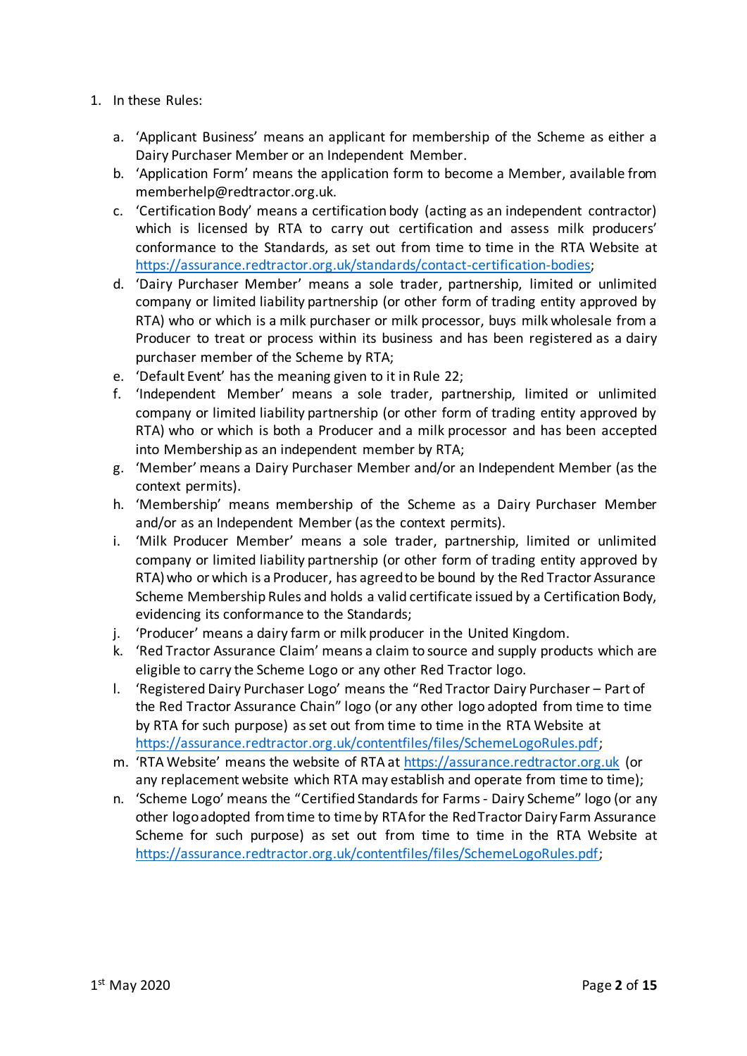1. In these Rules:

   a. 'Applicant Business' means an applicant for membership of the Scheme as either a Dairy Purchaser Member or an Independent Member.
   b. 'Application Form' means the application form to become a Member, available from memberhelp@redtractor.org.uk.
   c. 'Certification Body' means a certification body (acting as an independent contractor) which is licensed by RTA to carry out certification and assess milk producers' conformance to the Standards, as set out from time to time in the RTA Website at [https://assurance.redtractor.org.uk/standards/contact-certification-bodies](https://assurance.redtractor.org.uk/standards/contact-certification-bodies);
   d. 'Dairy Purchaser Member' means a sole trader, partnership, limited or unlimited company or limited liability partnership (or other form of trading entity approved by RTA) who or which is a milk purchaser or milk processor, buys milk wholesale from a Producer to treat or process within its business and has been registered as a dairy purchaser member of the Scheme by RTA;
   e. 'Default Event' has the meaning given to it in Rule 22;
   f. 'Independent Member' means a sole trader, partnership, limited or unlimited company or limited liability partnership (or other form of trading entity approved by RTA) who or which is both a Producer and a milk processor and has been accepted into Membership as an independent member by RTA;
   g. 'Member' means a Dairy Purchaser Member and/or an Independent Member (as the context permits).
   h. 'Membership' means membership of the Scheme as a Dairy Purchaser Member and/or as an Independent Member (as the context permits).
   i. 'Milk Producer Member' means a sole trader, partnership, limited or unlimited company or limited liability partnership (or other form of trading entity approved by RTA) who or which is a Producer, has agreed to be bound by the Red Tractor Assurance Scheme Membership Rules and holds a valid certificate issued by a Certification Body, evidencing its conformance to the Standards;
   j. 'Producer' means a dairy farm or milk producer in the United Kingdom.
   k. 'Red Tractor Assurance Claim' means a claim to source and supply products which are eligible to carry the Scheme Logo or any other Red Tractor logo.
   l. 'Registered Dairy Purchaser Logo' means the "Red Tractor Dairy Purchaser – Part of the Red Tractor Assurance Chain" logo (or any other logo adopted from time to time by RTA for such purpose) as set out from time to time in the RTA Website at [https://assurance.redtractor.org.uk/contentfiles/files/SchemeLogoRules.pdf](https://assurance.redtractor.org.uk/contentfiles/files/SchemeLogoRules.pdf);
   m. 'RTA Website' means the website of RTA at [https://assurance.redtractor.org.uk](https://assurance.redtractor.org.uk) (or any replacement website which RTA may establish and operate from time to time);
   n. 'Scheme Logo' means the "Certified Standards for Farms - Dairy Scheme" logo (or any other logo adopted from time to time by RTA for the Red Tractor Dairy Farm Assurance Scheme for such purpose) as set out from time to time in the RTA Website at [https://assurance.redtractor.org.uk/contentfiles/files/SchemeLogoRules.pdf](https://assurance.redtractor.org.uk/contentfiles/files/SchemeLogoRules.pdf);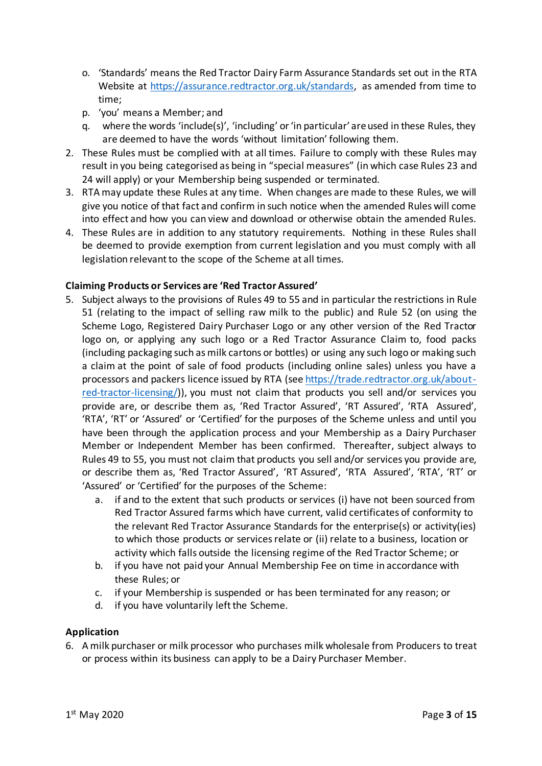o. 'Standards' means the Red Tractor Dairy Farm Assurance Standards set out in the RTA Website at [https://assurance.redtractor.org.uk/standards](https://assurance.redtractor.org.uk/standards), as amended from time to time;

p. 'you' means a Member; and

q. where the words 'include(s)', 'including' or 'in particular' are used in these Rules, they are deemed to have the words 'without limitation' following them.

2. These Rules must be complied with at all times. Failure to comply with these Rules may result in you being categorised as being in "special measures" (in which case Rules 23 and 24 will apply) or your Membership being suspended or terminated.
3. RTA may update these Rules at any time. When changes are made to these Rules, we will give you notice of that fact and confirm in such notice when the amended Rules will come into effect and how you can view and download or otherwise obtain the amended Rules.
4. These Rules are in addition to any statutory requirements. Nothing in these Rules shall be deemed to provide exemption from current legislation and you must comply with all legislation relevant to the scope of the Scheme at all times.

**Claiming Products or Services are 'Red Tractor Assured'**

5. Subject always to the provisions of Rules 49 to 55 and in particular the restrictions in Rule 51 (relating to the impact of selling raw milk to the public) and Rule 52 (on using the Scheme Logo, Registered Dairy Purchaser Logo or any other version of the Red Tractor logo on, or applying any such logo or a Red Tractor Assurance Claim to, food packs (including packaging such as milk cartons or bottles) or using any such logo or making such a claim at the point of sale of food products (including online sales) unless you have a processors and packers licence issued by RTA (see [https://trade.redtractor.org.uk/about-red-tractor-licensing/](https://trade.redtractor.org.uk/about-red-tractor-licensing/))), you must not claim that products you sell and/or services you provide are, or describe them as, 'Red Tractor Assured', 'RT Assured', 'RTA Assured', 'RTA', 'RT' or 'Assured' or 'Certified' for the purposes of the Scheme unless and until you have been through the application process and your Membership as a Dairy Purchaser Member or Independent Member has been confirmed. Thereafter, subject always to Rules 49 to 55, you must not claim that products you sell and/or services you provide are, or describe them as, 'Red Tractor Assured', 'RT Assured', 'RTA Assured', 'RTA', 'RT' or 'Assured' or 'Certified' for the purposes of the Scheme:
   a. if and to the extent that such products or services (i) have not been sourced from Red Tractor Assured farms which have current, valid certificates of conformity to the relevant Red Tractor Assurance Standards for the enterprise(s) or activity(ies) to which those products or services relate or (ii) relate to a business, location or activity which falls outside the licensing regime of the Red Tractor Scheme; or
   b. if you have not paid your Annual Membership Fee on time in accordance with these Rules; or
   c. if your Membership is suspended or has been terminated for any reason; or
   d. if you have voluntarily left the Scheme.

**Application**

6. A milk purchaser or milk processor who purchases milk wholesale from Producers to treat or process within its business can apply to be a Dairy Purchaser Member.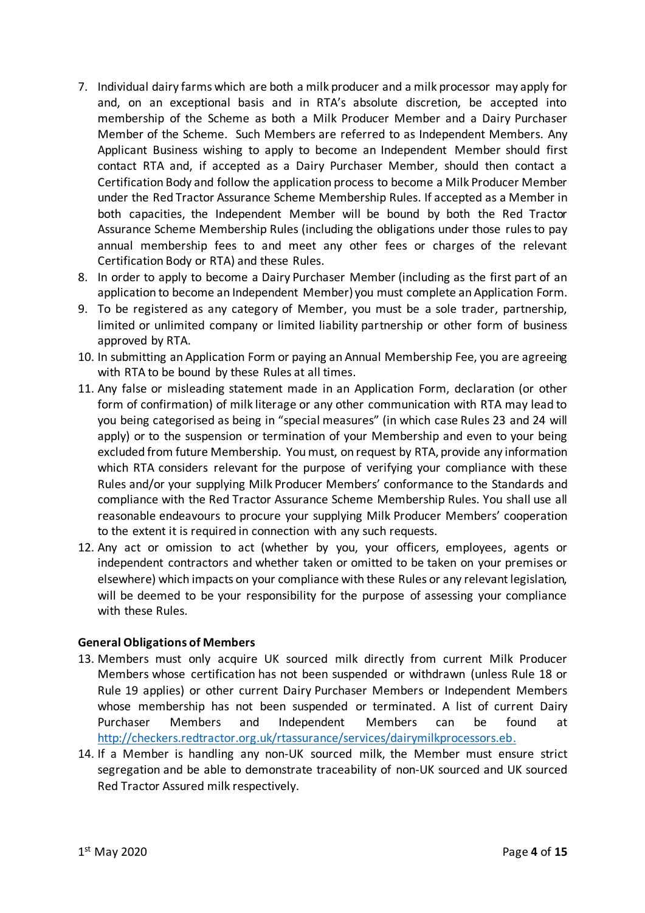7. Individual dairy farms which are both a milk producer and a milk processor may apply for and, on an exceptional basis and in RTA's absolute discretion, be accepted into membership of the Scheme as both a Milk Producer Member and a Dairy Purchaser Member of the Scheme. Such Members are referred to as Independent Members. Any Applicant Business wishing to apply to become an Independent Member should first contact RTA and, if accepted as a Dairy Purchaser Member, should then contact a Certification Body and follow the application process to become a Milk Producer Member under the Red Tractor Assurance Scheme Membership Rules. If accepted as a Member in both capacities, the Independent Member will be bound by both the Red Tractor Assurance Scheme Membership Rules (including the obligations under those rules to pay annual membership fees to and meet any other fees or charges of the relevant Certification Body or RTA) and these Rules.
8. In order to apply to become a Dairy Purchaser Member (including as the first part of an application to become an Independent Member) you must complete an Application Form.
9. To be registered as any category of Member, you must be a sole trader, partnership, limited or unlimited company or limited liability partnership or other form of business approved by RTA.
10. In submitting an Application Form or paying an Annual Membership Fee, you are agreeing with RTA to be bound by these Rules at all times.
11. Any false or misleading statement made in an Application Form, declaration (or other form of confirmation) of milk literage or any other communication with RTA may lead to you being categorised as being in "special measures" (in which case Rules 23 and 24 will apply) or to the suspension or termination of your Membership and even to your being excluded from future Membership. You must, on request by RTA, provide any information which RTA considers relevant for the purpose of verifying your compliance with these Rules and/or your supplying Milk Producer Members' conformance to the Standards and compliance with the Red Tractor Assurance Scheme Membership Rules. You shall use all reasonable endeavours to procure your supplying Milk Producer Members' cooperation to the extent it is required in connection with any such requests.
12. Any act or omission to act (whether by you, your officers, employees, agents or independent contractors and whether taken or omitted to be taken on your premises or elsewhere) which impacts on your compliance with these Rules or any relevant legislation, will be deemed to be your responsibility for the purpose of assessing your compliance with these Rules.

**General Obligations of Members**

13. Members must only acquire UK sourced milk directly from current Milk Producer Members whose certification has not been suspended or withdrawn (unless Rule 18 or Rule 19 applies) or other current Dairy Purchaser Members or Independent Members whose membership has not been suspended or terminated. A list of current Dairy Purchaser Members and Independent Members can be found at http://checkers.redtractor.org.uk/rtassurance/services/dairymilkprocessors.eb.
14. If a Member is handling any non-UK sourced milk, the Member must ensure strict segregation and be able to demonstrate traceability of non-UK sourced and UK sourced Red Tractor Assured milk respectively.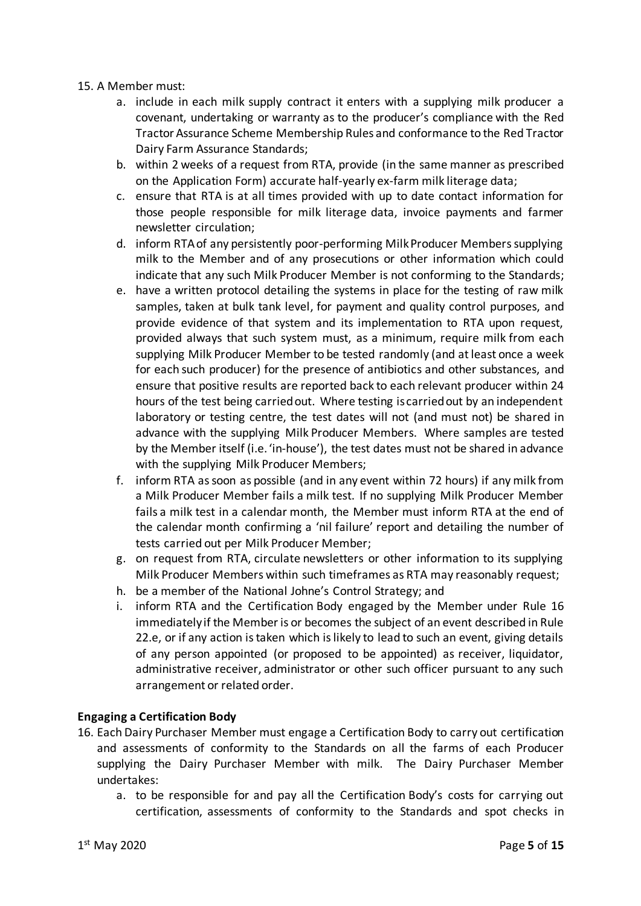15. A Member must:
    a. include in each milk supply contract it enters with a supplying milk producer a covenant, undertaking or warranty as to the producer's compliance with the Red Tractor Assurance Scheme Membership Rules and conformance to the Red Tractor Dairy Farm Assurance Standards;
    b. within 2 weeks of a request from RTA, provide (in the same manner as prescribed on the Application Form) accurate half-yearly ex-farm milk literage data;
    c. ensure that RTA is at all times provided with up to date contact information for those people responsible for milk literage data, invoice payments and farmer newsletter circulation;
    d. inform RTA of any persistently poor-performing Milk Producer Members supplying milk to the Member and of any prosecutions or other information which could indicate that any such Milk Producer Member is not conforming to the Standards;
    e. have a written protocol detailing the systems in place for the testing of raw milk samples, taken at bulk tank level, for payment and quality control purposes, and provide evidence of that system and its implementation to RTA upon request, provided always that such system must, as a minimum, require milk from each supplying Milk Producer Member to be tested randomly (and at least once a week for each such producer) for the presence of antibiotics and other substances, and ensure that positive results are reported back to each relevant producer within 24 hours of the test being carried out. Where testing is carried out by an independent laboratory or testing centre, the test dates will not (and must not) be shared in advance with the supplying Milk Producer Members. Where samples are tested by the Member itself (i.e. 'in-house'), the test dates must not be shared in advance with the supplying Milk Producer Members;
    f. inform RTA as soon as possible (and in any event within 72 hours) if any milk from a Milk Producer Member fails a milk test. If no supplying Milk Producer Member fails a milk test in a calendar month, the Member must inform RTA at the end of the calendar month confirming a 'nil failure' report and detailing the number of tests carried out per Milk Producer Member;
    g. on request from RTA, circulate newsletters or other information to its supplying Milk Producer Members within such timeframes as RTA may reasonably request;
    h. be a member of the National Johne's Control Strategy; and
    i. inform RTA and the Certification Body engaged by the Member under Rule 16 immediately if the Member is or becomes the subject of an event described in Rule 22.e, or if any action is taken which is likely to lead to such an event, giving details of any person appointed (or proposed to be appointed) as receiver, liquidator, administrative receiver, administrator or other such officer pursuant to any such arrangement or related order.

**Engaging a Certification Body**

16. Each Dairy Purchaser Member must engage a Certification Body to carry out certification and assessments of conformity to the Standards on all the farms of each Producer supplying the Dairy Purchaser Member with milk. The Dairy Purchaser Member undertakes:
    a. to be responsible for and pay all the Certification Body's costs for carrying out certification, assessments of conformity to the Standards and spot checks in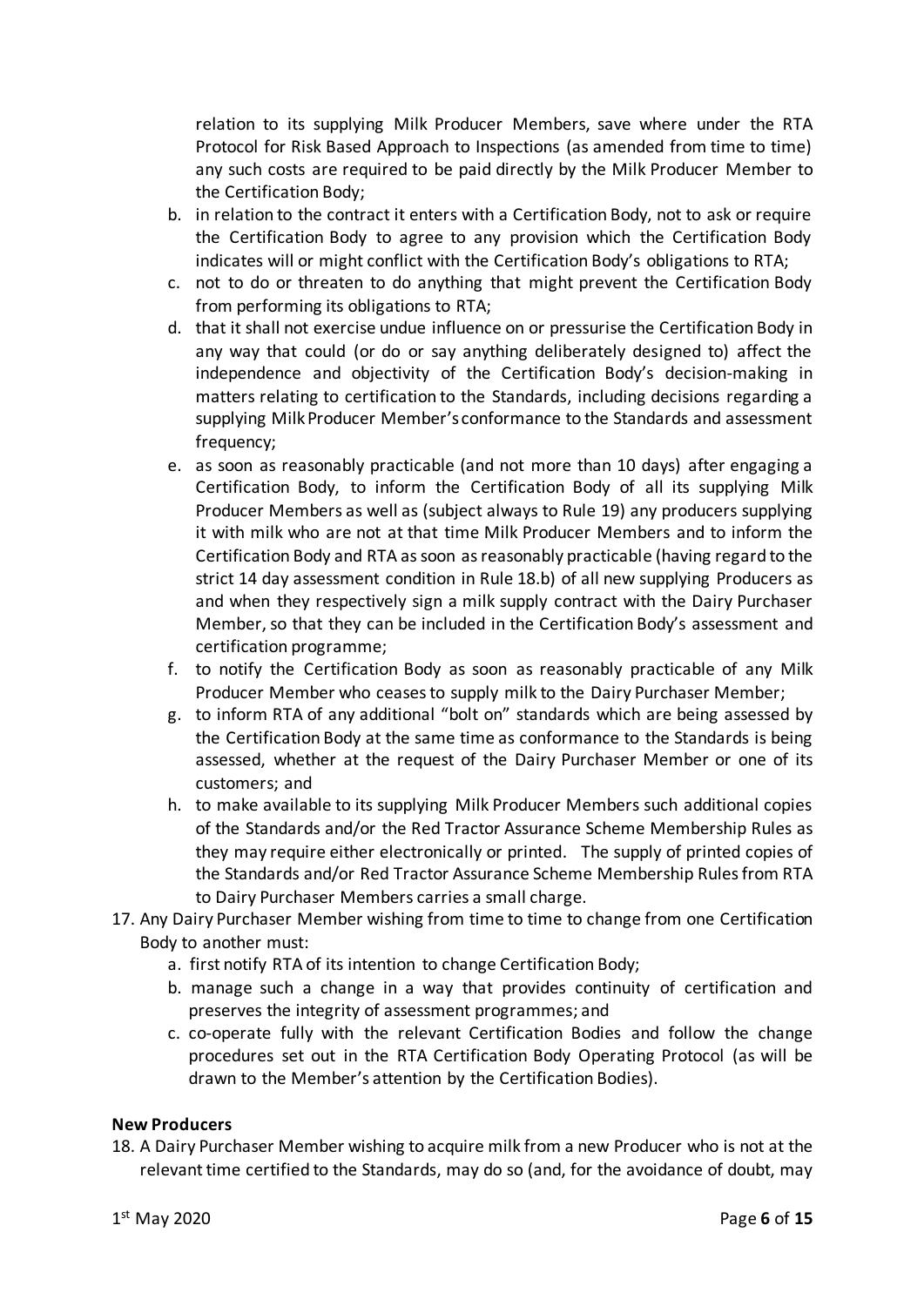relation to its supplying Milk Producer Members, save where under the RTA Protocol for Risk Based Approach to Inspections (as amended from time to time) any such costs are required to be paid directly by the Milk Producer Member to the Certification Body;

b. in relation to the contract it enters with a Certification Body, not to ask or require the Certification Body to agree to any provision which the Certification Body indicates will or might conflict with the Certification Body's obligations to RTA;
c. not to do or threaten to do anything that might prevent the Certification Body from performing its obligations to RTA;
d. that it shall not exercise undue influence on or pressurise the Certification Body in any way that could (or do or say anything deliberately designed to) affect the independence and objectivity of the Certification Body's decision-making in matters relating to certification to the Standards, including decisions regarding a supplying Milk Producer Member's conformance to the Standards and assessment frequency;
e. as soon as reasonably practicable (and not more than 10 days) after engaging a Certification Body, to inform the Certification Body of all its supplying Milk Producer Members as well as (subject always to Rule 19) any producers supplying it with milk who are not at that time Milk Producer Members and to inform the Certification Body and RTA as soon as reasonably practicable (having regard to the strict 14 day assessment condition in Rule 18.b) of all new supplying Producers as and when they respectively sign a milk supply contract with the Dairy Purchaser Member, so that they can be included in the Certification Body's assessment and certification programme;
f. to notify the Certification Body as soon as reasonably practicable of any Milk Producer Member who ceases to supply milk to the Dairy Purchaser Member;
g. to inform RTA of any additional "bolt on" standards which are being assessed by the Certification Body at the same time as conformance to the Standards is being assessed, whether at the request of the Dairy Purchaser Member or one of its customers; and
h. to make available to its supplying Milk Producer Members such additional copies of the Standards and/or the Red Tractor Assurance Scheme Membership Rules as they may require either electronically or printed. The supply of printed copies of the Standards and/or Red Tractor Assurance Scheme Membership Rules from RTA to Dairy Purchaser Members carries a small charge.

17. Any Dairy Purchaser Member wishing from time to time to change from one Certification Body to another must:
    a. first notify RTA of its intention to change Certification Body;
    b. manage such a change in a way that provides continuity of certification and preserves the integrity of assessment programmes; and
    c. co-operate fully with the relevant Certification Bodies and follow the change procedures set out in the RTA Certification Body Operating Protocol (as will be drawn to the Member's attention by the Certification Bodies).

**New Producers**

18. A Dairy Purchaser Member wishing to acquire milk from a new Producer who is not at the relevant time certified to the Standards, may do so (and, for the avoidance of doubt, may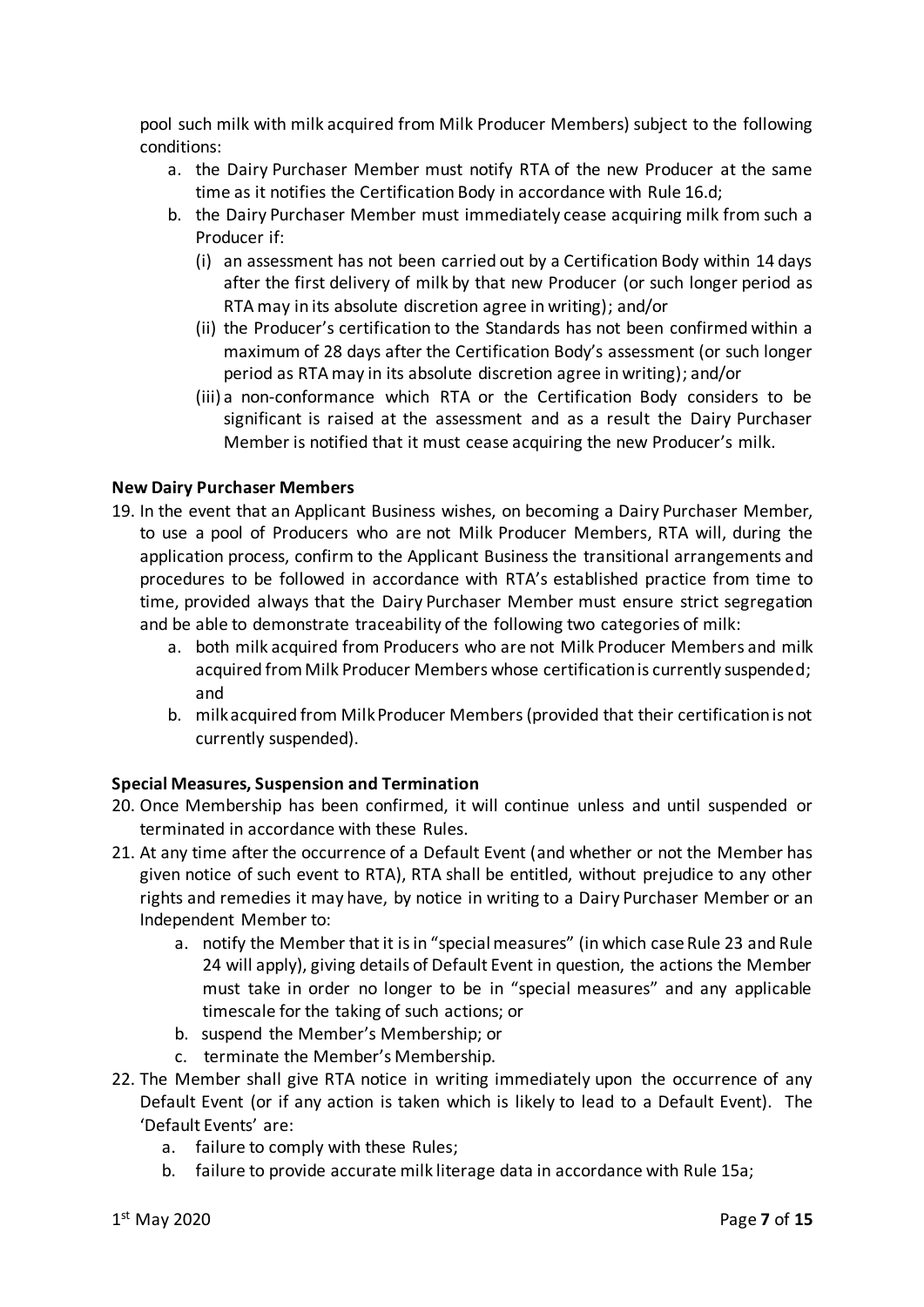pool such milk with milk acquired from Milk Producer Members) subject to the following conditions:

a. the Dairy Purchaser Member must notify RTA of the new Producer at the same time as it notifies the Certification Body in accordance with Rule 16.d;
b. the Dairy Purchaser Member must immediately cease acquiring milk from such a Producer if:
   (i) an assessment has not been carried out by a Certification Body within 14 days after the first delivery of milk by that new Producer (or such longer period as RTA may in its absolute discretion agree in writing); and/or
   (ii) the Producer's certification to the Standards has not been confirmed within a maximum of 28 days after the Certification Body's assessment (or such longer period as RTA may in its absolute discretion agree in writing); and/or
   (iii) a non-conformance which RTA or the Certification Body considers to be significant is raised at the assessment and as a result the Dairy Purchaser Member is notified that it must cease acquiring the new Producer's milk.

**New Dairy Purchaser Members**

19. In the event that an Applicant Business wishes, on becoming a Dairy Purchaser Member, to use a pool of Producers who are not Milk Producer Members, RTA will, during the application process, confirm to the Applicant Business the transitional arrangements and procedures to be followed in accordance with RTA's established practice from time to time, provided always that the Dairy Purchaser Member must ensure strict segregation and be able to demonstrate traceability of the following two categories of milk:
    a. both milk acquired from Producers who are not Milk Producer Members and milk acquired from Milk Producer Members whose certification is currently suspended; and
    b. milk acquired from Milk Producer Members (provided that their certification is not currently suspended).

**Special Measures, Suspension and Termination**

20. Once Membership has been confirmed, it will continue unless and until suspended or terminated in accordance with these Rules.
21. At any time after the occurrence of a Default Event (and whether or not the Member has given notice of such event to RTA), RTA shall be entitled, without prejudice to any other rights and remedies it may have, by notice in writing to a Dairy Purchaser Member or an Independent Member to:
    a. notify the Member that it is in "special measures" (in which case Rule 23 and Rule 24 will apply), giving details of Default Event in question, the actions the Member must take in order no longer to be in "special measures" and any applicable timescale for the taking of such actions; or
    b. suspend the Member's Membership; or
    c. terminate the Member's Membership.
22. The Member shall give RTA notice in writing immediately upon the occurrence of any Default Event (or if any action is taken which is likely to lead to a Default Event). The 'Default Events' are:
    a. failure to comply with these Rules;
    b. failure to provide accurate milk literage data in accordance with Rule 15a;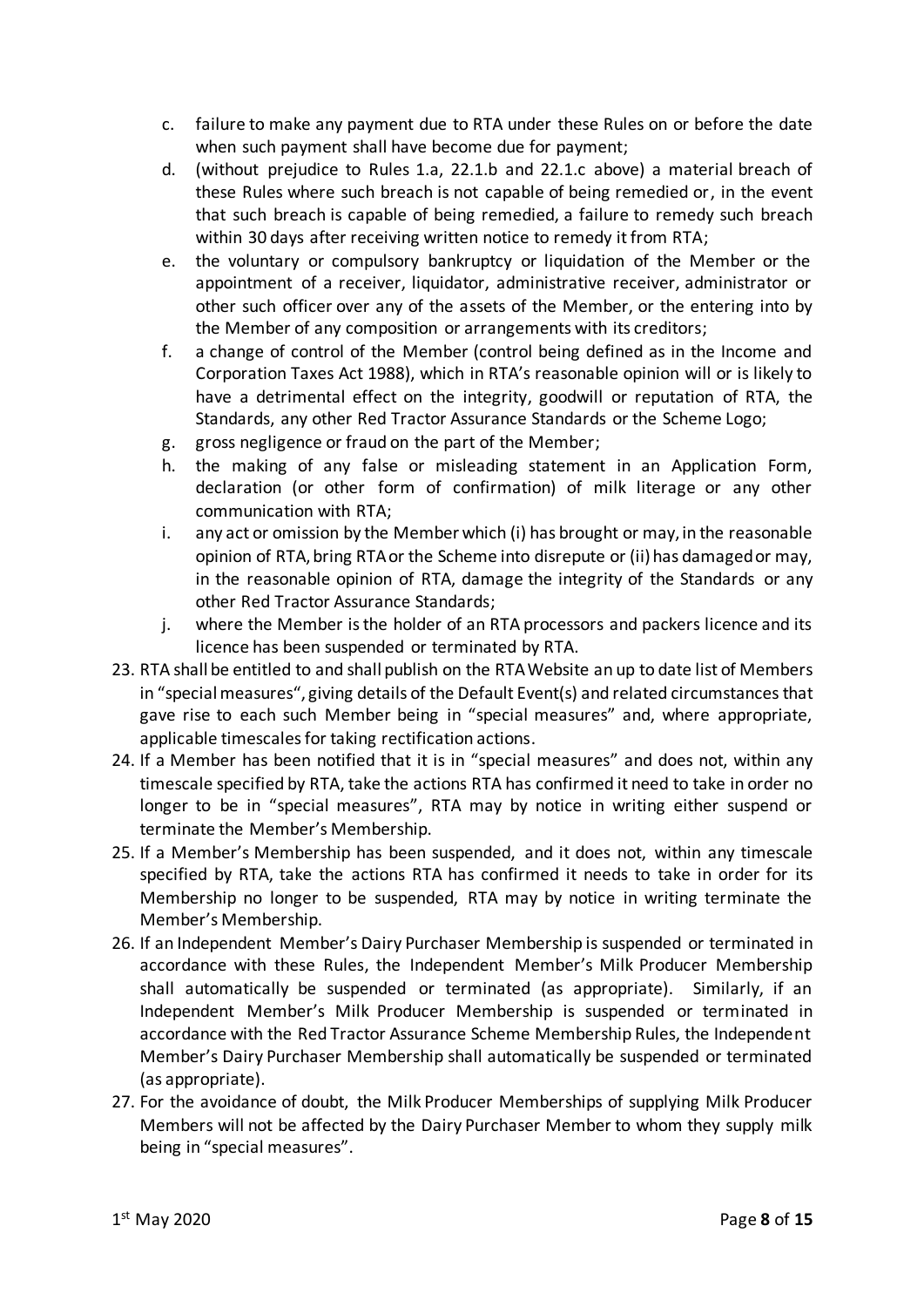c. failure to make any payment due to RTA under these Rules on or before the date when such payment shall have become due for payment;
d. (without prejudice to Rules 1.a, 22.1.b and 22.1.c above) a material breach of these Rules where such breach is not capable of being remedied or, in the event that such breach is capable of being remedied, a failure to remedy such breach within 30 days after receiving written notice to remedy it from RTA;
e. the voluntary or compulsory bankruptcy or liquidation of the Member or the appointment of a receiver, liquidator, administrative receiver, administrator or other such officer over any of the assets of the Member, or the entering into by the Member of any composition or arrangements with its creditors;
f. a change of control of the Member (control being defined as in the Income and Corporation Taxes Act 1988), which in RTA's reasonable opinion will or is likely to have a detrimental effect on the integrity, goodwill or reputation of RTA, the Standards, any other Red Tractor Assurance Standards or the Scheme Logo;
g. gross negligence or fraud on the part of the Member;
h. the making of any false or misleading statement in an Application Form, declaration (or other form of confirmation) of milk literage or any other communication with RTA;
i. any act or omission by the Member which (i) has brought or may, in the reasonable opinion of RTA, bring RTA or the Scheme into disrepute or (ii) has damaged or may, in the reasonable opinion of RTA, damage the integrity of the Standards or any other Red Tractor Assurance Standards;
j. where the Member is the holder of an RTA processors and packers licence and its licence has been suspended or terminated by RTA.

23. RTA shall be entitled to and shall publish on the RTA Website an up to date list of Members in "special measures", giving details of the Default Event(s) and related circumstances that gave rise to each such Member being in "special measures" and, where appropriate, applicable timescales for taking rectification actions.
24. If a Member has been notified that it is in "special measures" and does not, within any timescale specified by RTA, take the actions RTA has confirmed it need to take in order no longer to be in "special measures", RTA may by notice in writing either suspend or terminate the Member's Membership.
25. If a Member's Membership has been suspended, and it does not, within any timescale specified by RTA, take the actions RTA has confirmed it needs to take in order for its Membership no longer to be suspended, RTA may by notice in writing terminate the Member's Membership.
26. If an Independent Member's Dairy Purchaser Membership is suspended or terminated in accordance with these Rules, the Independent Member's Milk Producer Membership shall automatically be suspended or terminated (as appropriate). Similarly, if an Independent Member's Milk Producer Membership is suspended or terminated in accordance with the Red Tractor Assurance Scheme Membership Rules, the Independent Member's Dairy Purchaser Membership shall automatically be suspended or terminated (as appropriate).
27. For the avoidance of doubt, the Milk Producer Memberships of supplying Milk Producer Members will not be affected by the Dairy Purchaser Member to whom they supply milk being in "special measures".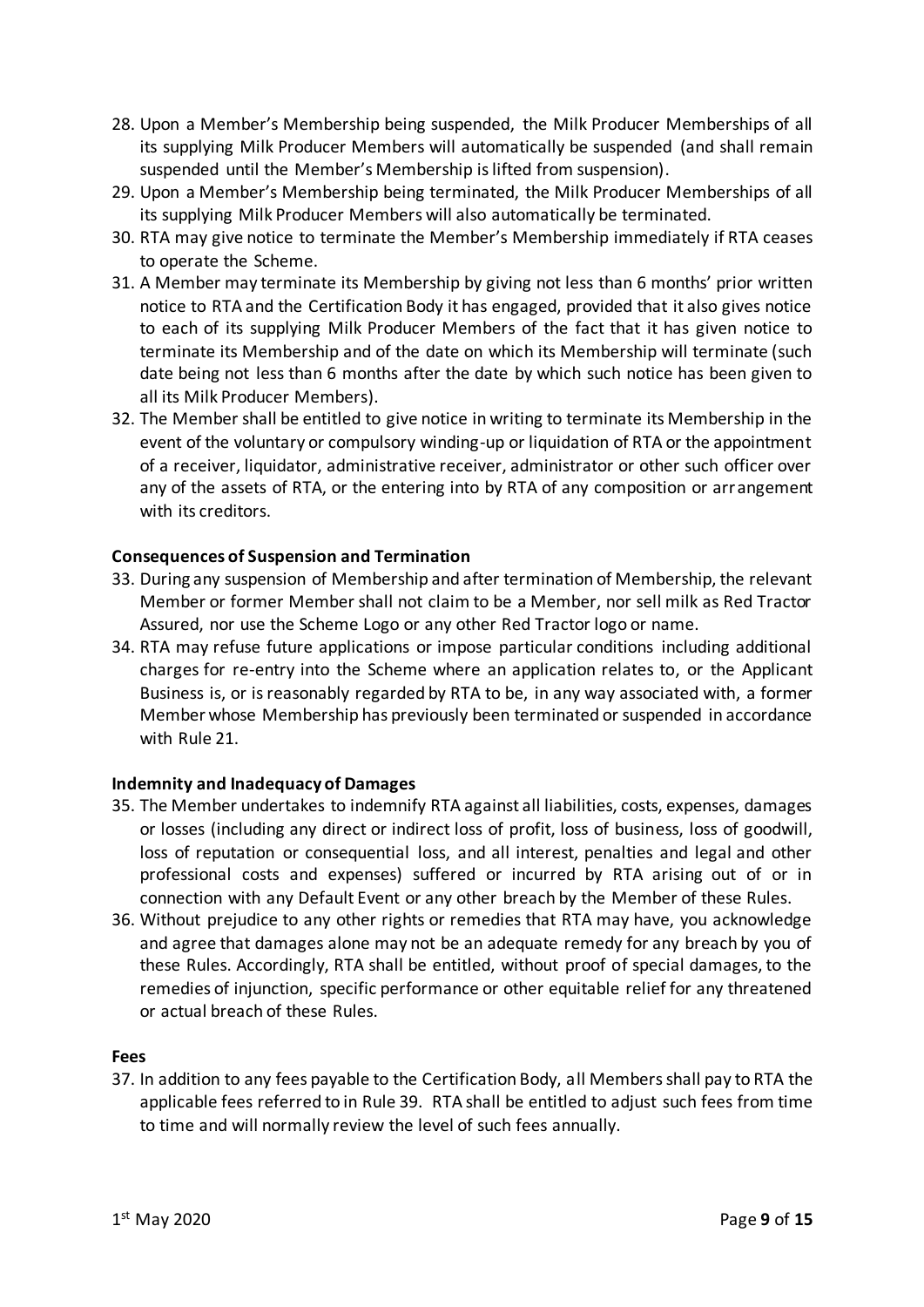28. Upon a Member's Membership being suspended, the Milk Producer Memberships of all its supplying Milk Producer Members will automatically be suspended (and shall remain suspended until the Member's Membership is lifted from suspension).
29. Upon a Member's Membership being terminated, the Milk Producer Memberships of all its supplying Milk Producer Members will also automatically be terminated.
30. RTA may give notice to terminate the Member's Membership immediately if RTA ceases to operate the Scheme.
31. A Member may terminate its Membership by giving not less than 6 months' prior written notice to RTA and the Certification Body it has engaged, provided that it also gives notice to each of its supplying Milk Producer Members of the fact that it has given notice to terminate its Membership and of the date on which its Membership will terminate (such date being not less than 6 months after the date by which such notice has been given to all its Milk Producer Members).
32. The Member shall be entitled to give notice in writing to terminate its Membership in the event of the voluntary or compulsory winding-up or liquidation of RTA or the appointment of a receiver, liquidator, administrative receiver, administrator or other such officer over any of the assets of RTA, or the entering into by RTA of any composition or arrangement with its creditors.

**Consequences of Suspension and Termination**

33. During any suspension of Membership and after termination of Membership, the relevant Member or former Member shall not claim to be a Member, nor sell milk as Red Tractor Assured, nor use the Scheme Logo or any other Red Tractor logo or name.
34. RTA may refuse future applications or impose particular conditions including additional charges for re-entry into the Scheme where an application relates to, or the Applicant Business is, or is reasonably regarded by RTA to be, in any way associated with, a former Member whose Membership has previously been terminated or suspended in accordance with Rule 21.

**Indemnity and Inadequacy of Damages**

35. The Member undertakes to indemnify RTA against all liabilities, costs, expenses, damages or losses (including any direct or indirect loss of profit, loss of business, loss of goodwill, loss of reputation or consequential loss, and all interest, penalties and legal and other professional costs and expenses) suffered or incurred by RTA arising out of or in connection with any Default Event or any other breach by the Member of these Rules.
36. Without prejudice to any other rights or remedies that RTA may have, you acknowledge and agree that damages alone may not be an adequate remedy for any breach by you of these Rules. Accordingly, RTA shall be entitled, without proof of special damages, to the remedies of injunction, specific performance or other equitable relief for any threatened or actual breach of these Rules.

**Fees**

37. In addition to any fees payable to the Certification Body, all Members shall pay to RTA the applicable fees referred to in Rule 39. RTA shall be entitled to adjust such fees from time to time and will normally review the level of such fees annually.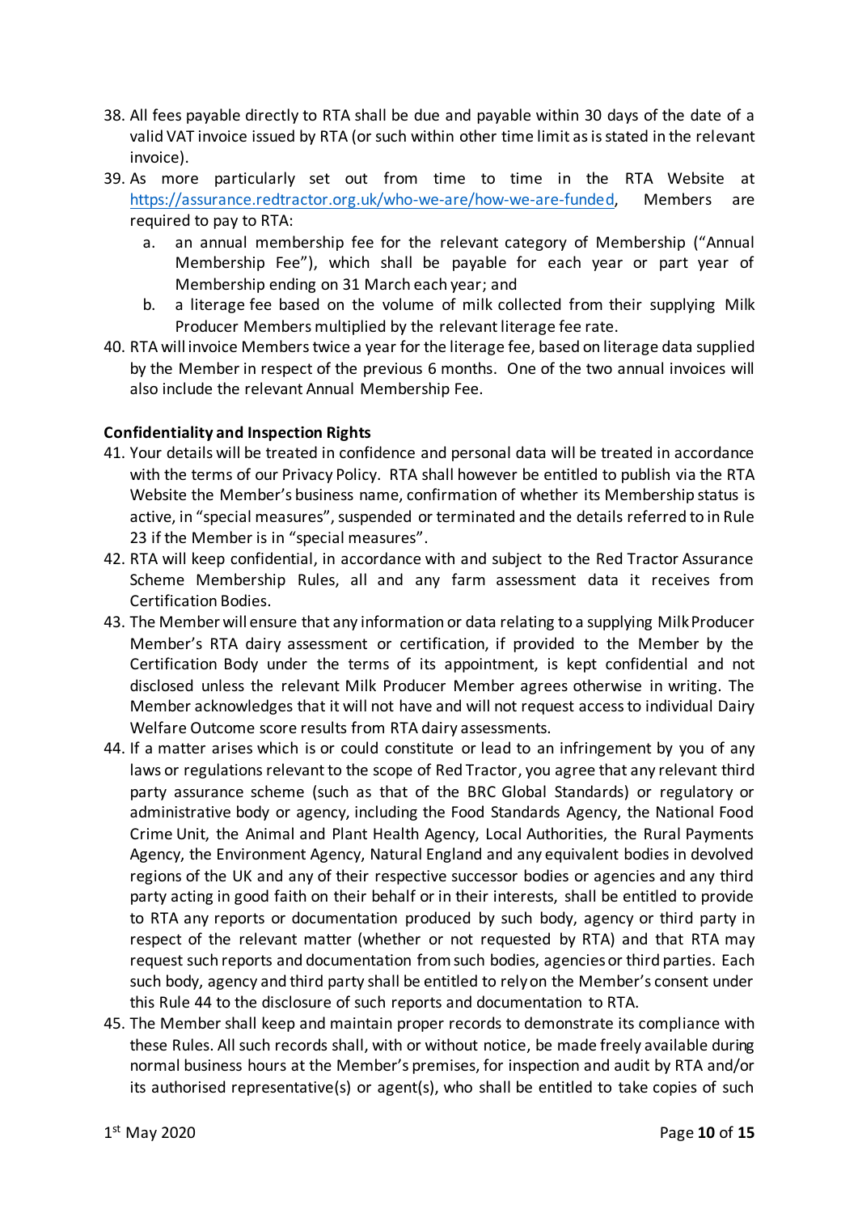38. All fees payable directly to RTA shall be due and payable within 30 days of the date of a valid VAT invoice issued by RTA (or such within other time limit as is stated in the relevant invoice).
39. As more particularly set out from time to time in the RTA Website at https://assurance.redtractor.org.uk/who-we-are/how-we-are-funded, Members are required to pay to RTA:
    a. an annual membership fee for the relevant category of Membership ("Annual Membership Fee"), which shall be payable for each year or part year of Membership ending on 31 March each year; and
    b. a literage fee based on the volume of milk collected from their supplying Milk Producer Members multiplied by the relevant literage fee rate.
40. RTA will invoice Members twice a year for the literage fee, based on literage data supplied by the Member in respect of the previous 6 months. One of the two annual invoices will also include the relevant Annual Membership Fee.

**Confidentiality and Inspection Rights**

41. Your details will be treated in confidence and personal data will be treated in accordance with the terms of our Privacy Policy. RTA shall however be entitled to publish via the RTA Website the Member's business name, confirmation of whether its Membership status is active, in "special measures", suspended or terminated and the details referred to in Rule 23 if the Member is in "special measures".
42. RTA will keep confidential, in accordance with and subject to the Red Tractor Assurance Scheme Membership Rules, all and any farm assessment data it receives from Certification Bodies.
43. The Member will ensure that any information or data relating to a supplying Milk Producer Member's RTA dairy assessment or certification, if provided to the Member by the Certification Body under the terms of its appointment, is kept confidential and not disclosed unless the relevant Milk Producer Member agrees otherwise in writing. The Member acknowledges that it will not have and will not request access to individual Dairy Welfare Outcome score results from RTA dairy assessments.
44. If a matter arises which is or could constitute or lead to an infringement by you of any laws or regulations relevant to the scope of Red Tractor, you agree that any relevant third party assurance scheme (such as that of the BRC Global Standards) or regulatory or administrative body or agency, including the Food Standards Agency, the National Food Crime Unit, the Animal and Plant Health Agency, Local Authorities, the Rural Payments Agency, the Environment Agency, Natural England and any equivalent bodies in devolved regions of the UK and any of their respective successor bodies or agencies and any third party acting in good faith on their behalf or in their interests, shall be entitled to provide to RTA any reports or documentation produced by such body, agency or third party in respect of the relevant matter (whether or not requested by RTA) and that RTA may request such reports and documentation from such bodies, agencies or third parties. Each such body, agency and third party shall be entitled to rely on the Member's consent under this Rule 44 to the disclosure of such reports and documentation to RTA.
45. The Member shall keep and maintain proper records to demonstrate its compliance with these Rules. All such records shall, with or without notice, be made freely available during normal business hours at the Member's premises, for inspection and audit by RTA and/or its authorised representative(s) or agent(s), who shall be entitled to take copies of such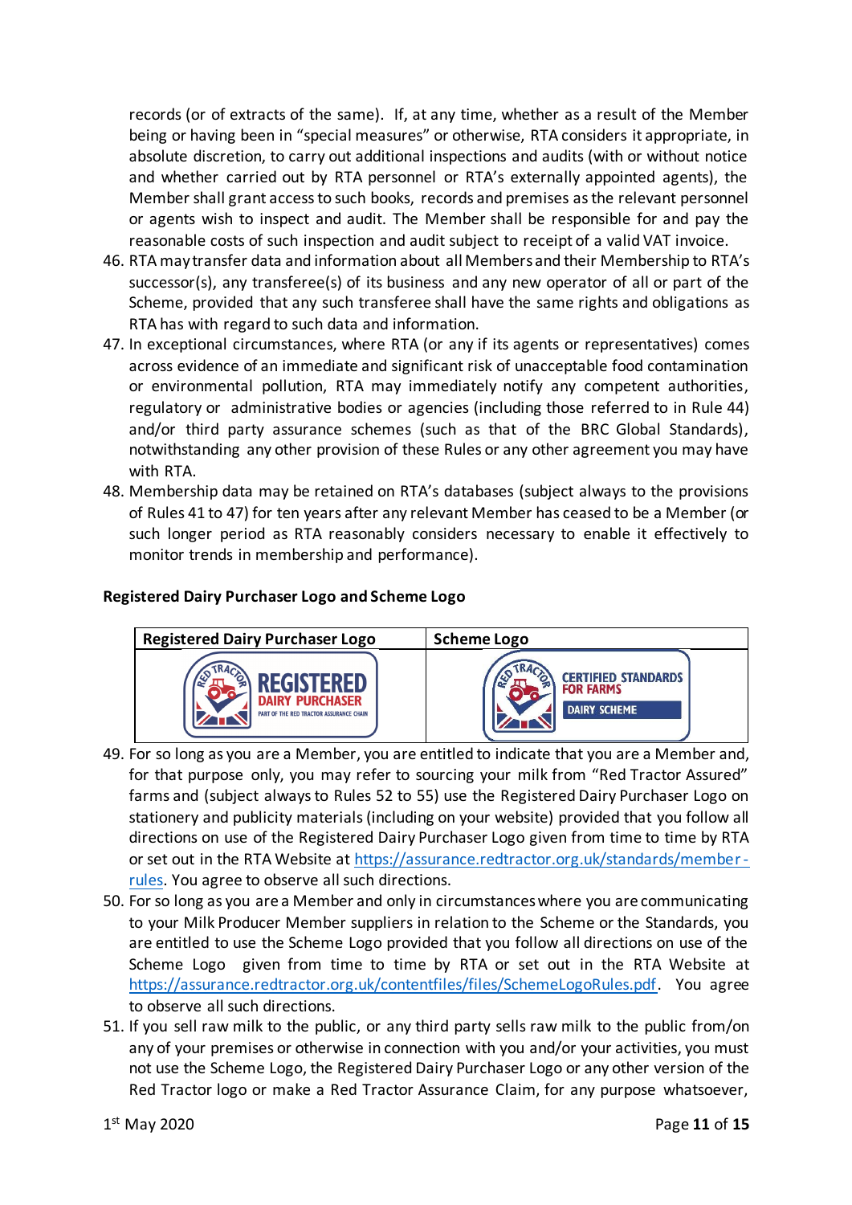records (or of extracts of the same). If, at any time, whether as a result of the Member being or having been in "special measures" or otherwise, RTA considers it appropriate, in absolute discretion, to carry out additional inspections and audits (with or without notice and whether carried out by RTA personnel or RTA's externally appointed agents), the Member shall grant access to such books, records and premises as the relevant personnel or agents wish to inspect and audit. The Member shall be responsible for and pay the reasonable costs of such inspection and audit subject to receipt of a valid VAT invoice.

46. RTA may transfer data and information about all Members and their Membership to RTA's successor(s), any transferee(s) of its business and any new operator of all or part of the Scheme, provided that any such transferee shall have the same rights and obligations as RTA has with regard to such data and information.
47. In exceptional circumstances, where RTA (or any if its agents or representatives) comes across evidence of an immediate and significant risk of unacceptable food contamination or environmental pollution, RTA may immediately notify any competent authorities, regulatory or administrative bodies or agencies (including those referred to in Rule 44) and/or third party assurance schemes (such as that of the BRC Global Standards), notwithstanding any other provision of these Rules or any other agreement you may have with RTA.
48. Membership data may be retained on RTA's databases (subject always to the provisions of Rules 41 to 47) for ten years after any relevant Member has ceased to be a Member (or such longer period as RTA reasonably considers necessary to enable it effectively to monitor trends in membership and performance).

**Registered Dairy Purchaser Logo and Scheme Logo**

| Registered Dairy Purchaser Logo | Scheme Logo |
|---|---|
| RED TRACTOR REGISTERED DAIRY PURCHASER PART OF THE RED TRACTOR ASSURANCE CHAIN | RED TRACTOR CERTIFIED STANDARDS FOR FARMS DAIRY SCHEME |

49. For so long as you are a Member, you are entitled to indicate that you are a Member and, for that purpose only, you may refer to sourcing your milk from "Red Tractor Assured" farms and (subject always to Rules 52 to 55) use the Registered Dairy Purchaser Logo on stationery and publicity materials (including on your website) provided that you follow all directions on use of the Registered Dairy Purchaser Logo given from time to time by RTA or set out in the RTA Website at https://assurance.redtractor.org.uk/standards/member-rules. You agree to observe all such directions.
50. For so long as you are a Member and only in circumstances where you are communicating to your Milk Producer Member suppliers in relation to the Scheme or the Standards, you are entitled to use the Scheme Logo provided that you follow all directions on use of the Scheme Logo given from time to time by RTA or set out in the RTA Website at https://assurance.redtractor.org.uk/contentfiles/files/SchemeLogoRules.pdf. You agree to observe all such directions.
51. If you sell raw milk to the public, or any third party sells raw milk to the public from/on any of your premises or otherwise in connection with you and/or your activities, you must not use the Scheme Logo, the Registered Dairy Purchaser Logo or any other version of the Red Tractor logo or make a Red Tractor Assurance Claim, for any purpose whatsoever,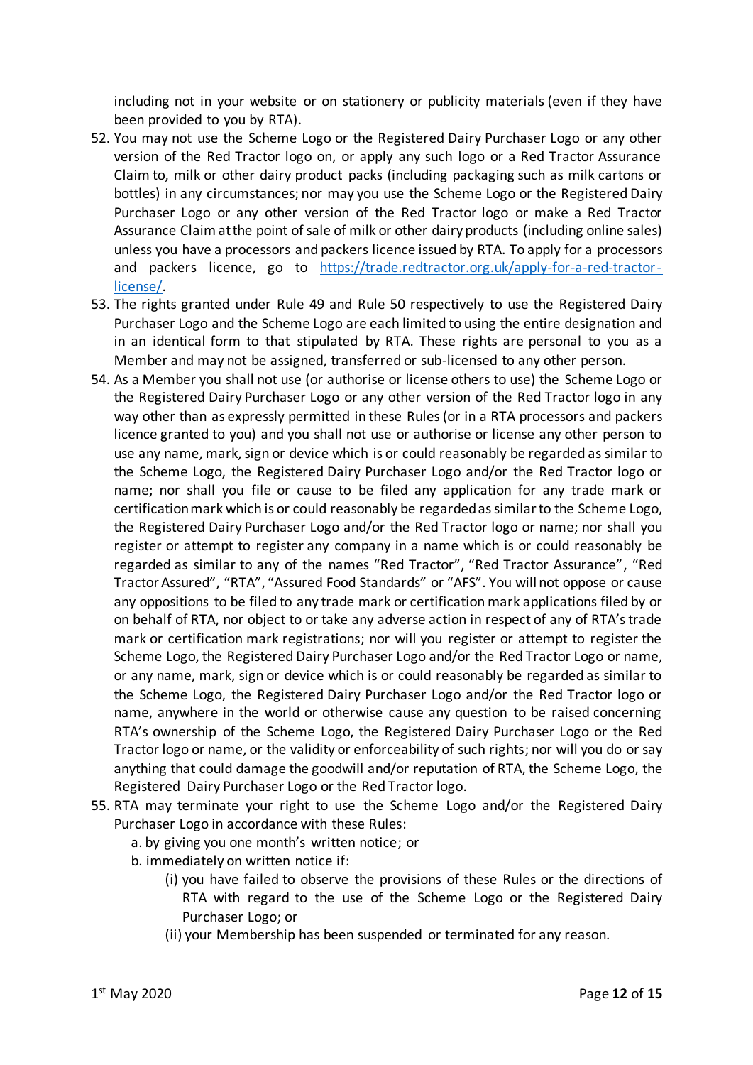including not in your website or on stationery or publicity materials (even if they have been provided to you by RTA).

52. You may not use the Scheme Logo or the Registered Dairy Purchaser Logo or any other version of the Red Tractor logo on, or apply any such logo or a Red Tractor Assurance Claim to, milk or other dairy product packs (including packaging such as milk cartons or bottles) in any circumstances; nor may you use the Scheme Logo or the Registered Dairy Purchaser Logo or any other version of the Red Tractor logo or make a Red Tractor Assurance Claim at the point of sale of milk or other dairy products (including online sales) unless you have a processors and packers licence issued by RTA. To apply for a processors and packers licence, go to [https://trade.redtractor.org.uk/apply-for-a-red-tractor-license/](https://trade.redtractor.org.uk/apply-for-a-red-tractor-license/).
53. The rights granted under Rule 49 and Rule 50 respectively to use the Registered Dairy Purchaser Logo and the Scheme Logo are each limited to using the entire designation and in an identical form to that stipulated by RTA. These rights are personal to you as a Member and may not be assigned, transferred or sub-licensed to any other person.
54. As a Member you shall not use (or authorise or license others to use) the Scheme Logo or the Registered Dairy Purchaser Logo or any other version of the Red Tractor logo in any way other than as expressly permitted in these Rules (or in a RTA processors and packers licence granted to you) and you shall not use or authorise or license any other person to use any name, mark, sign or device which is or could reasonably be regarded as similar to the Scheme Logo, the Registered Dairy Purchaser Logo and/or the Red Tractor logo or name; nor shall you file or cause to be filed any application for any trade mark or certification mark which is or could reasonably be regarded as similar to the Scheme Logo, the Registered Dairy Purchaser Logo and/or the Red Tractor logo or name; nor shall you register or attempt to register any company in a name which is or could reasonably be regarded as similar to any of the names "Red Tractor", "Red Tractor Assurance", "Red Tractor Assured", "RTA", "Assured Food Standards" or "AFS". You will not oppose or cause any oppositions to be filed to any trade mark or certification mark applications filed by or on behalf of RTA, nor object to or take any adverse action in respect of any of RTA's trade mark or certification mark registrations; nor will you register or attempt to register the Scheme Logo, the Registered Dairy Purchaser Logo and/or the Red Tractor Logo or name, or any name, mark, sign or device which is or could reasonably be regarded as similar to the Scheme Logo, the Registered Dairy Purchaser Logo and/or the Red Tractor logo or name, anywhere in the world or otherwise cause any question to be raised concerning RTA's ownership of the Scheme Logo, the Registered Dairy Purchaser Logo or the Red Tractor logo or name, or the validity or enforceability of such rights; nor will you do or say anything that could damage the goodwill and/or reputation of RTA, the Scheme Logo, the Registered Dairy Purchaser Logo or the Red Tractor logo.
55. RTA may terminate your right to use the Scheme Logo and/or the Registered Dairy Purchaser Logo in accordance with these Rules:
    a. by giving you one month's written notice; or
    b. immediately on written notice if:
        (i) you have failed to observe the provisions of these Rules or the directions of RTA with regard to the use of the Scheme Logo or the Registered Dairy Purchaser Logo; or
        (ii) your Membership has been suspended or terminated for any reason.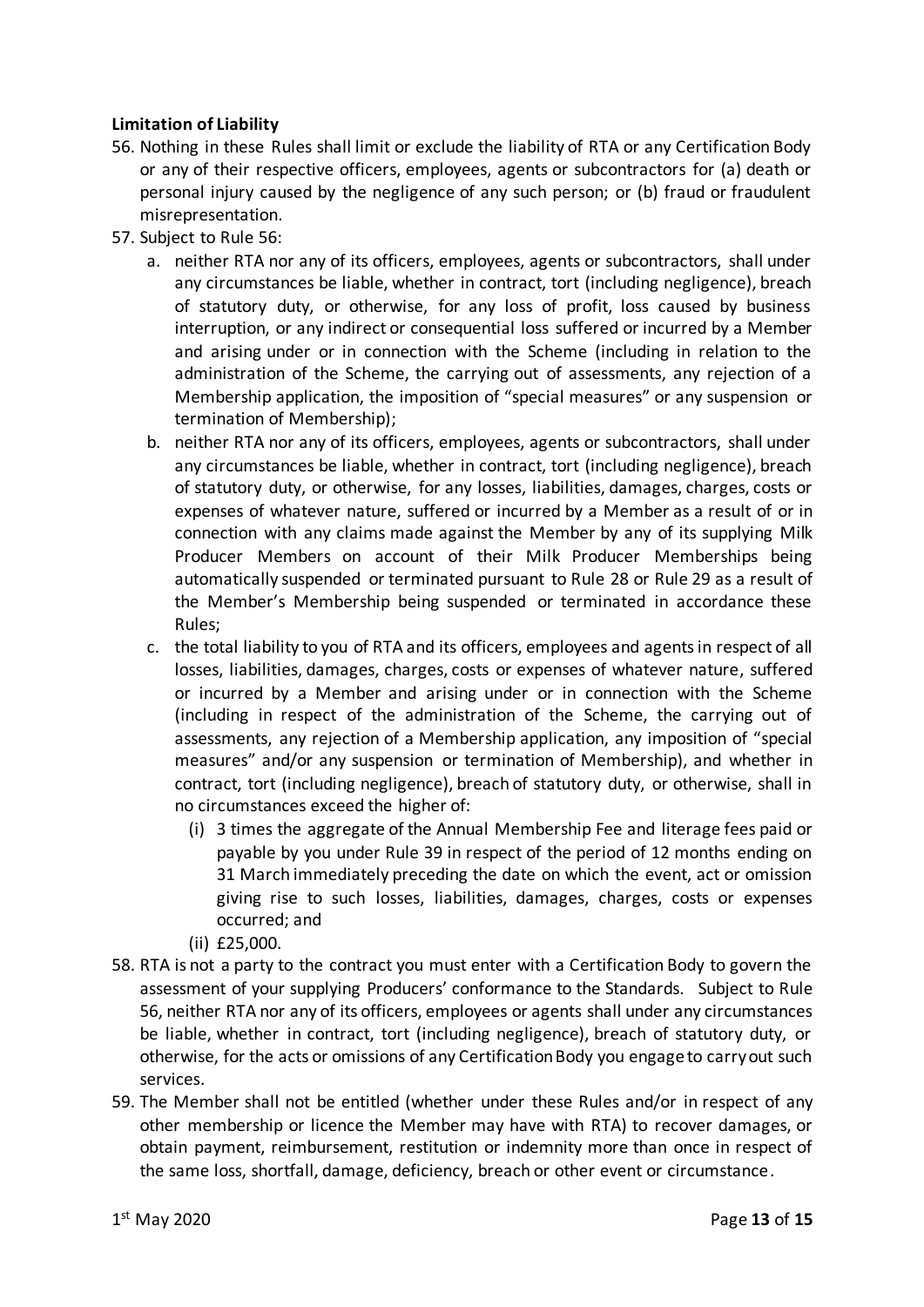**Limitation of Liability**

56. Nothing in these Rules shall limit or exclude the liability of RTA or any Certification Body or any of their respective officers, employees, agents or subcontractors for (a) death or personal injury caused by the negligence of any such person; or (b) fraud or fraudulent misrepresentation.
57. Subject to Rule 56:
    a. neither RTA nor any of its officers, employees, agents or subcontractors, shall under any circumstances be liable, whether in contract, tort (including negligence), breach of statutory duty, or otherwise, for any loss of profit, loss caused by business interruption, or any indirect or consequential loss suffered or incurred by a Member and arising under or in connection with the Scheme (including in relation to the administration of the Scheme, the carrying out of assessments, any rejection of a Membership application, the imposition of "special measures" or any suspension or termination of Membership);
    b. neither RTA nor any of its officers, employees, agents or subcontractors, shall under any circumstances be liable, whether in contract, tort (including negligence), breach of statutory duty, or otherwise, for any losses, liabilities, damages, charges, costs or expenses of whatever nature, suffered or incurred by a Member as a result of or in connection with any claims made against the Member by any of its supplying Milk Producer Members on account of their Milk Producer Memberships being automatically suspended or terminated pursuant to Rule 28 or Rule 29 as a result of the Member's Membership being suspended or terminated in accordance these Rules;
    c. the total liability to you of RTA and its officers, employees and agents in respect of all losses, liabilities, damages, charges, costs or expenses of whatever nature, suffered or incurred by a Member and arising under or in connection with the Scheme (including in respect of the administration of the Scheme, the carrying out of assessments, any rejection of a Membership application, any imposition of "special measures" and/or any suspension or termination of Membership), and whether in contract, tort (including negligence), breach of statutory duty, or otherwise, shall in no circumstances exceed the higher of:
        (i) 3 times the aggregate of the Annual Membership Fee and literage fees paid or payable by you under Rule 39 in respect of the period of 12 months ending on 31 March immediately preceding the date on which the event, act or omission giving rise to such losses, liabilities, damages, charges, costs or expenses occurred; and
        (ii) £25,000.
58. RTA is not a party to the contract you must enter with a Certification Body to govern the assessment of your supplying Producers' conformance to the Standards. Subject to Rule 56, neither RTA nor any of its officers, employees or agents shall under any circumstances be liable, whether in contract, tort (including negligence), breach of statutory duty, or otherwise, for the acts or omissions of any Certification Body you engage to carry out such services.
59. The Member shall not be entitled (whether under these Rules and/or in respect of any other membership or licence the Member may have with RTA) to recover damages, or obtain payment, reimbursement, restitution or indemnity more than once in respect of the same loss, shortfall, damage, deficiency, breach or other event or circumstance.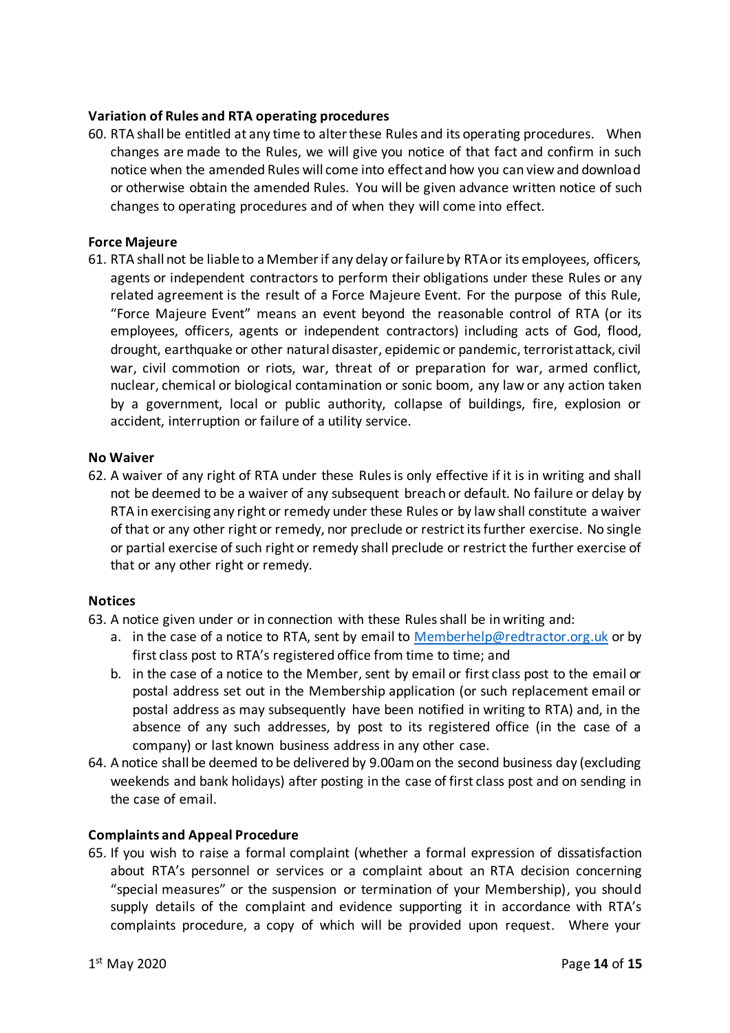**Variation of Rules and RTA operating procedures**

60. RTA shall be entitled at any time to alter these Rules and its operating procedures. When changes are made to the Rules, we will give you notice of that fact and confirm in such notice when the amended Rules will come into effect and how you can view and download or otherwise obtain the amended Rules. You will be given advance written notice of such changes to operating procedures and of when they will come into effect.

**Force Majeure**

61. RTA shall not be liable to a Member if any delay or failure by RTA or its employees, officers, agents or independent contractors to perform their obligations under these Rules or any related agreement is the result of a Force Majeure Event. For the purpose of this Rule, "Force Majeure Event" means an event beyond the reasonable control of RTA (or its employees, officers, agents or independent contractors) including acts of God, flood, drought, earthquake or other natural disaster, epidemic or pandemic, terrorist attack, civil war, civil commotion or riots, war, threat of or preparation for war, armed conflict, nuclear, chemical or biological contamination or sonic boom, any law or any action taken by a government, local or public authority, collapse of buildings, fire, explosion or accident, interruption or failure of a utility service.

**No Waiver**

62. A waiver of any right of RTA under these Rules is only effective if it is in writing and shall not be deemed to be a waiver of any subsequent breach or default. No failure or delay by RTA in exercising any right or remedy under these Rules or by law shall constitute a waiver of that or any other right or remedy, nor preclude or restrict its further exercise. No single or partial exercise of such right or remedy shall preclude or restrict the further exercise of that or any other right or remedy.

**Notices**

63. A notice given under or in connection with these Rules shall be in writing and:
    a. in the case of a notice to RTA, sent by email to Memberhelp@redtractor.org.uk or by first class post to RTA's registered office from time to time; and
    b. in the case of a notice to the Member, sent by email or first class post to the email or postal address set out in the Membership application (or such replacement email or postal address as may subsequently have been notified in writing to RTA) and, in the absence of any such addresses, by post to its registered office (in the case of a company) or last known business address in any other case.
64. A notice shall be deemed to be delivered by 9.00am on the second business day (excluding weekends and bank holidays) after posting in the case of first class post and on sending in the case of email.

**Complaints and Appeal Procedure**

65. If you wish to raise a formal complaint (whether a formal expression of dissatisfaction about RTA's personnel or services or a complaint about an RTA decision concerning "special measures" or the suspension or termination of your Membership), you should supply details of the complaint and evidence supporting it in accordance with RTA's complaints procedure, a copy of which will be provided upon request. Where your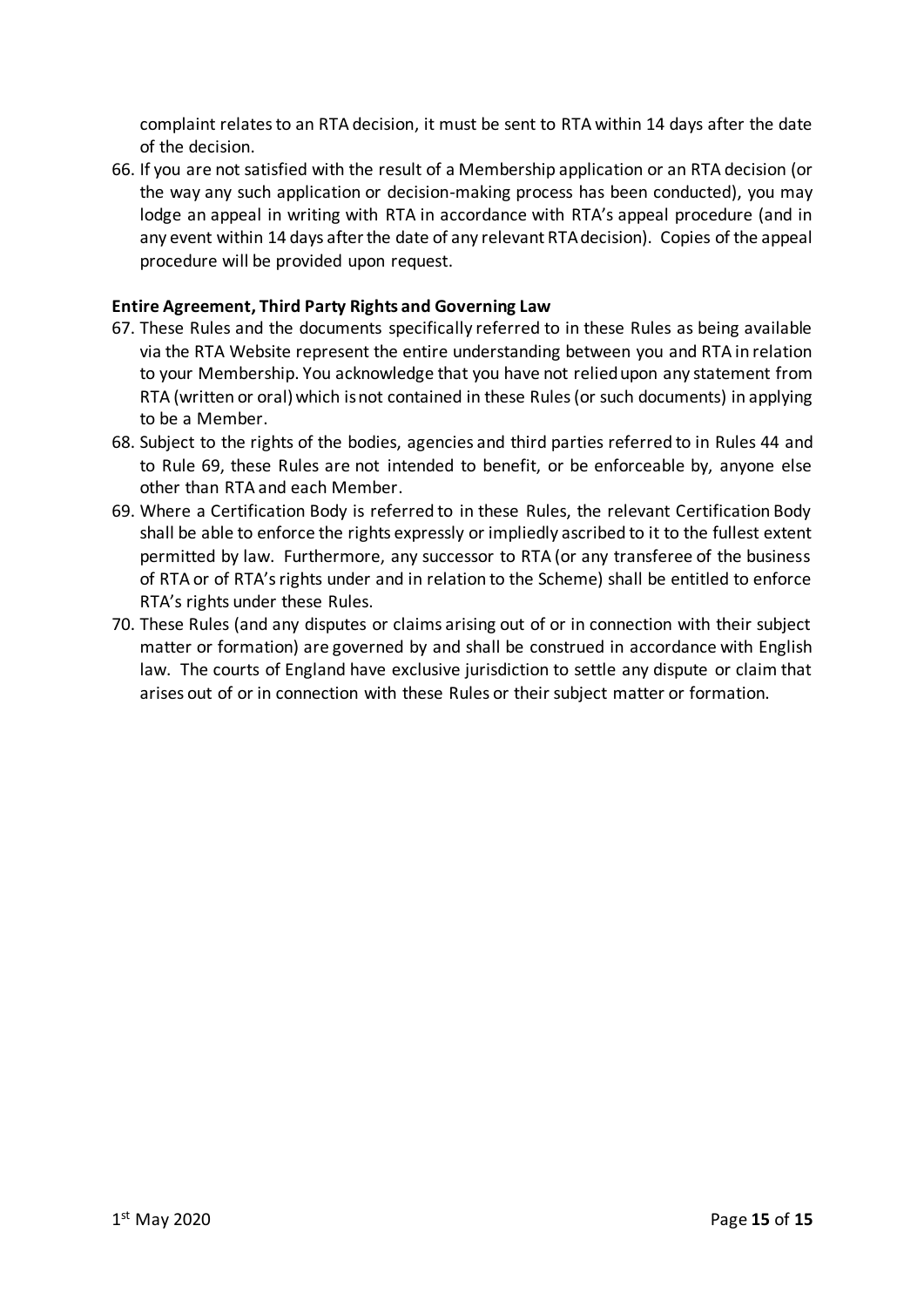complaint relates to an RTA decision, it must be sent to RTA within 14 days after the date of the decision.

66. If you are not satisfied with the result of a Membership application or an RTA decision (or the way any such application or decision-making process has been conducted), you may lodge an appeal in writing with RTA in accordance with RTA's appeal procedure (and in any event within 14 days after the date of any relevant RTA decision). Copies of the appeal procedure will be provided upon request.

**Entire Agreement, Third Party Rights and Governing Law**

67. These Rules and the documents specifically referred to in these Rules as being available via the RTA Website represent the entire understanding between you and RTA in relation to your Membership. You acknowledge that you have not relied upon any statement from RTA (written or oral) which is not contained in these Rules (or such documents) in applying to be a Member.
68. Subject to the rights of the bodies, agencies and third parties referred to in Rules 44 and to Rule 69, these Rules are not intended to benefit, or be enforceable by, anyone else other than RTA and each Member.
69. Where a Certification Body is referred to in these Rules, the relevant Certification Body shall be able to enforce the rights expressly or impliedly ascribed to it to the fullest extent permitted by law. Furthermore, any successor to RTA (or any transferee of the business of RTA or of RTA's rights under and in relation to the Scheme) shall be entitled to enforce RTA's rights under these Rules.
70. These Rules (and any disputes or claims arising out of or in connection with their subject matter or formation) are governed by and shall be construed in accordance with English law. The courts of England have exclusive jurisdiction to settle any dispute or claim that arises out of or in connection with these Rules or their subject matter or formation.